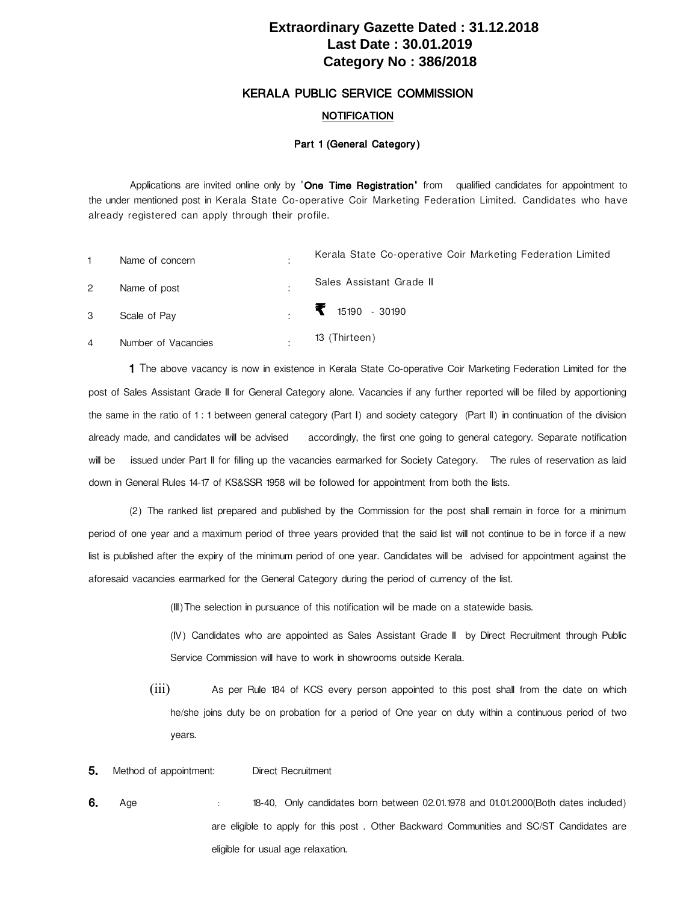**Extraordinary Gazette Dated : 31.12.2018**
**Last Date : 30.01.2019**
**Category No : 386/2018**

# KERALA PUBLIC SERVICE COMMISSION

## NOTIFICATION

### Part 1 (General Category)

Applications are invited online only by '**One Time Registration**' from qualified candidates for appointment to the under mentioned post in Kerala State Co-operative Coir Marketing Federation Limited. Candidates who have already registered can apply through their profile.

| | | | |
|---|---|---|---|
| 1 | Name of concern | : | Kerala State Co-operative Coir Marketing Federation Limited |
| 2 | Name of post | : | Sales Assistant Grade II |
| 3 | Scale of Pay | : | ₹ 15190 - 30190 |
| 4 | Number of Vacancies | : | 13 (Thirteen) |

**1** The above vacancy is now in existence in Kerala State Co-operative Coir Marketing Federation Limited for the post of Sales Assistant Grade II for General Category alone. Vacancies if any further reported will be filled by apportioning the same in the ratio of 1 : 1 between general category (Part I) and society category (Part II) in continuation of the division already made, and candidates will be advised accordingly, the first one going to general category. Separate notification will be issued under Part II for filling up the vacancies earmarked for Society Category. The rules of reservation as laid down in General Rules 14-17 of KS&SSR 1958 will be followed for appointment from both the lists.

(2) The ranked list prepared and published by the Commission for the post shall remain in force for a minimum period of one year and a maximum period of three years provided that the said list will not continue to be in force if a new list is published after the expiry of the minimum period of one year. Candidates will be advised for appointment against the aforesaid vacancies earmarked for the General Category during the period of currency of the list.

(III) The selection in pursuance of this notification will be made on a statewide basis.

(IV) Candidates who are appointed as Sales Assistant Grade II by Direct Recruitment through Public Service Commission will have to work in showrooms outside Kerala.

(iii) As per Rule 184 of KCS every person appointed to this post shall from the date on which he/she joins duty be on probation for a period of One year on duty within a continuous period of two years.

**5.** Method of appointment: Direct Recruitment

**6.** Age : 18-40, Only candidates born between 02.01.1978 and 01.01.2000(Both dates included) are eligible to apply for this post . Other Backward Communities and SC/ST Candidates are eligible for usual age relaxation.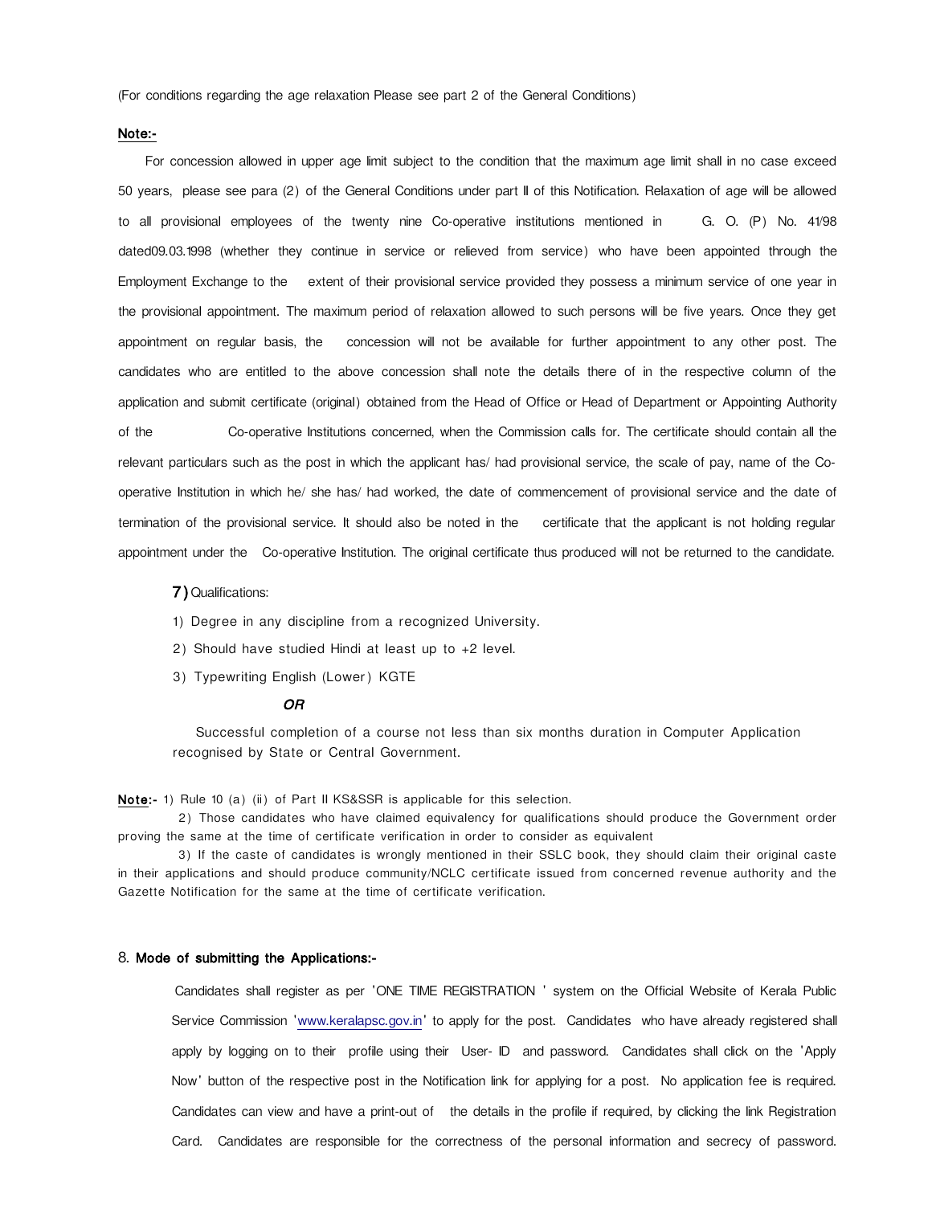(For conditions regarding the age relaxation Please see part 2 of the General Conditions)

**Note:-**

For concession allowed in upper age limit subject to the condition that the maximum age limit shall in no case exceed 50 years, please see para (2) of the General Conditions under part II of this Notification. Relaxation of age will be allowed to all provisional employees of the twenty nine Co-operative institutions mentioned in G. O. (P) No. 41/98 dated09.03.1998 (whether they continue in service or relieved from service) who have been appointed through the Employment Exchange to the extent of their provisional service provided they possess a minimum service of one year in the provisional appointment. The maximum period of relaxation allowed to such persons will be five years. Once they get appointment on regular basis, the concession will not be available for further appointment to any other post. The candidates who are entitled to the above concession shall note the details there of in the respective column of the application and submit certificate (original) obtained from the Head of Office or Head of Department or Appointing Authority of the Co-operative Institutions concerned, when the Commission calls for. The certificate should contain all the relevant particulars such as the post in which the applicant has/ had provisional service, the scale of pay, name of the Co-operative Institution in which he/ she has/ had worked, the date of commencement of provisional service and the date of termination of the provisional service. It should also be noted in the certificate that the applicant is not holding regular appointment under the Co-operative Institution. The original certificate thus produced will not be returned to the candidate.

**7)** Qualifications:

1) Degree in any discipline from a recognized University.
2) Should have studied Hindi at least up to +2 level.
3) Typewriting English (Lower) KGTE

***OR***

Successful completion of a course not less than six months duration in Computer Application recognised by State or Central Government.

**Note:-** 1) Rule 10 (a) (ii) of Part II KS&SSR is applicable for this selection.

2) Those candidates who have claimed equivalency for qualifications should produce the Government order proving the same at the time of certificate verification in order to consider as equivalent

3) If the caste of candidates is wrongly mentioned in their SSLC book, they should claim their original caste in their applications and should produce community/NCLC certificate issued from concerned revenue authority and the Gazette Notification for the same at the time of certificate verification.

8. **Mode of submitting the Applications:-**

Candidates shall register as per 'ONE TIME REGISTRATION ' system on the Official Website of Kerala Public Service Commission 'www.keralapsc.gov.in' to apply for the post. Candidates who have already registered shall apply by logging on to their profile using their User- ID and password. Candidates shall click on the 'Apply Now' button of the respective post in the Notification link for applying for a post. No application fee is required. Candidates can view and have a print-out of the details in the profile if required, by clicking the link Registration Card. Candidates are responsible for the correctness of the personal information and secrecy of password.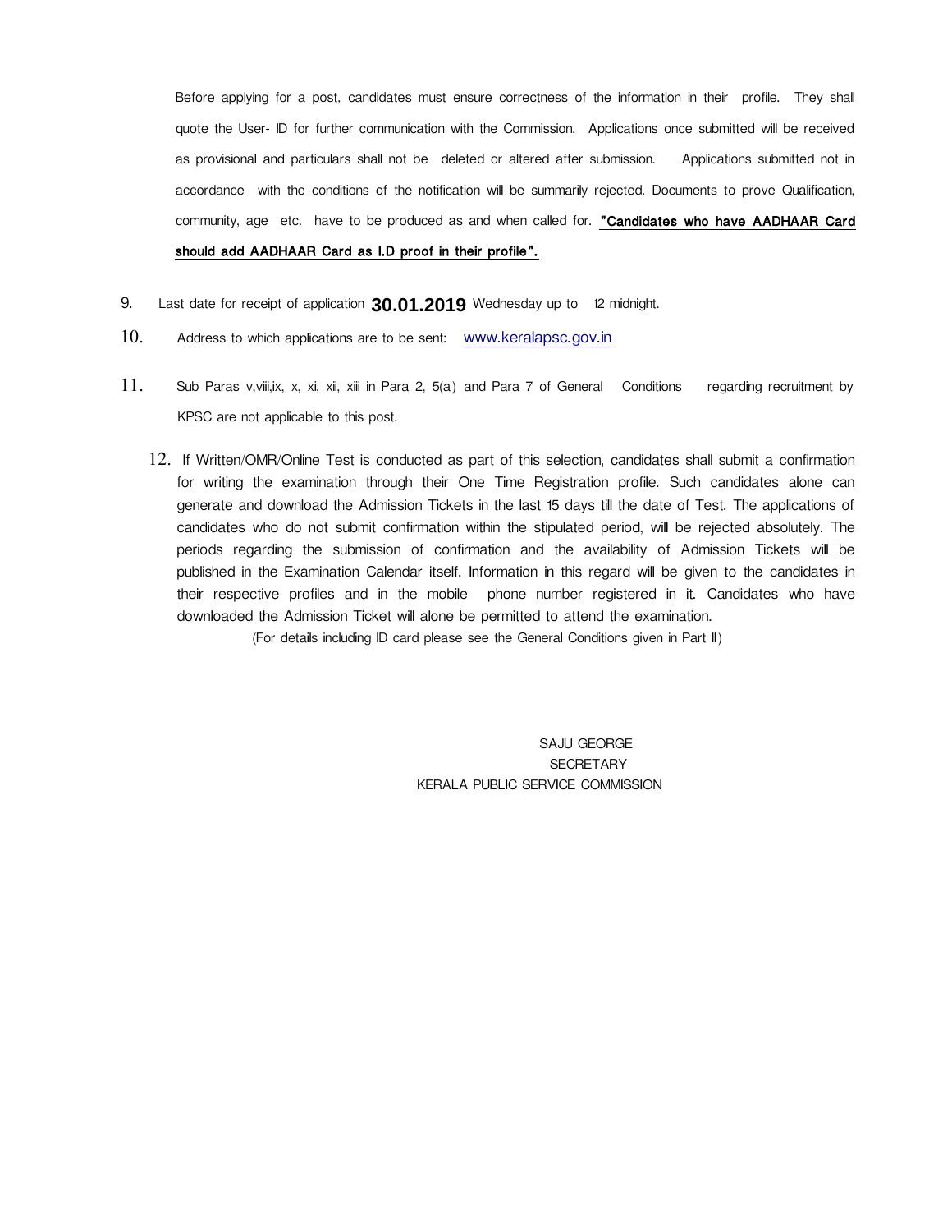Before applying for a post, candidates must ensure correctness of the information in their profile. They shall quote the User- ID for further communication with the Commission. Applications once submitted will be received as provisional and particulars shall not be deleted or altered after submission. Applications submitted not in accordance with the conditions of the notification will be summarily rejected. Documents to prove Qualification, community, age etc. have to be produced as and when called for. **"Candidates who have AADHAAR Card should add AADHAAR Card as I.D proof in their profile".**

9. Last date for receipt of application **30.01.2019** Wednesday up to 12 midnight.

10. Address to which applications are to be sent: www.keralapsc.gov.in

11. Sub Paras v,viii,ix, x, xi, xii, xiii in Para 2, 5(a) and Para 7 of General Conditions regarding recruitment by KPSC are not applicable to this post.

12. If Written/OMR/Online Test is conducted as part of this selection, candidates shall submit a confirmation for writing the examination through their One Time Registration profile. Such candidates alone can generate and download the Admission Tickets in the last 15 days till the date of Test. The applications of candidates who do not submit confirmation within the stipulated period, will be rejected absolutely. The periods regarding the submission of confirmation and the availability of Admission Tickets will be published in the Examination Calendar itself. Information in this regard will be given to the candidates in their respective profiles and in the mobile phone number registered in it. Candidates who have downloaded the Admission Ticket will alone be permitted to attend the examination.

(For details including ID card please see the General Conditions given in Part II)

SAJU GEORGE
SECRETARY
KERALA PUBLIC SERVICE COMMISSION